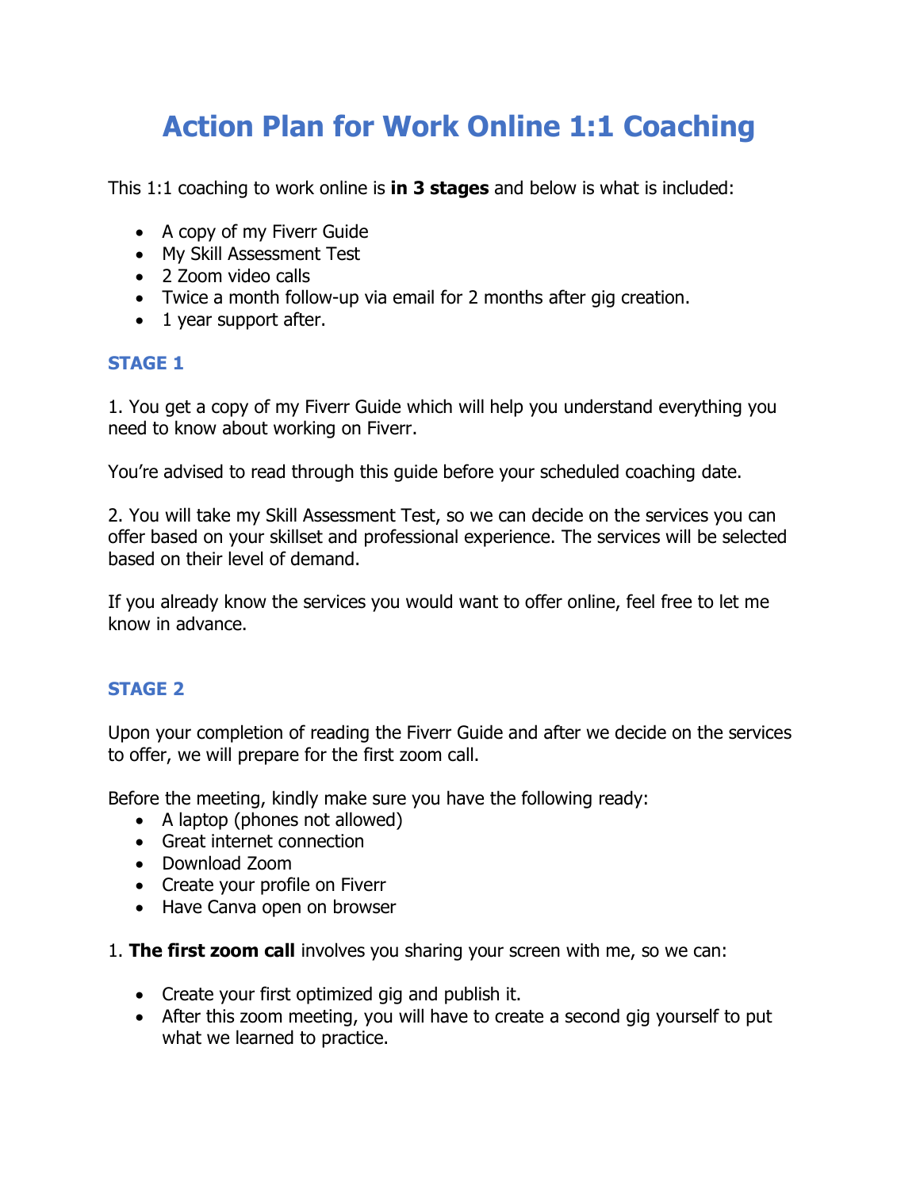# Action Plan for Work Online 1:1 Coaching

This 1:1 coaching to work online is **in 3 stages** and below is what is included:

- A copy of my Fiverr Guide
- My Skill Assessment Test
- 2 Zoom video calls
- Twice a month follow-up via email for 2 months after gig creation.
- 1 year support after.

### STAGE 1

1. You get a copy of my Fiverr Guide which will help you understand everything you need to know about working on Fiverr.

You're advised to read through this guide before your scheduled coaching date.

2. You will take my Skill Assessment Test, so we can decide on the services you can offer based on your skillset and professional experience. The services will be selected based on their level of demand.

If you already know the services you would want to offer online, feel free to let me know in advance.

### STAGE 2

Upon your completion of reading the Fiverr Guide and after we decide on the services to offer, we will prepare for the first zoom call.

Before the meeting, kindly make sure you have the following ready:

- A laptop (phones not allowed)
- Great internet connection
- Download Zoom
- Create your profile on Fiverr
- Have Canva open on browser

1. **The first zoom call** involves you sharing your screen with me, so we can:

- Create your first optimized gig and publish it.
- After this zoom meeting, you will have to create a second gig yourself to put what we learned to practice.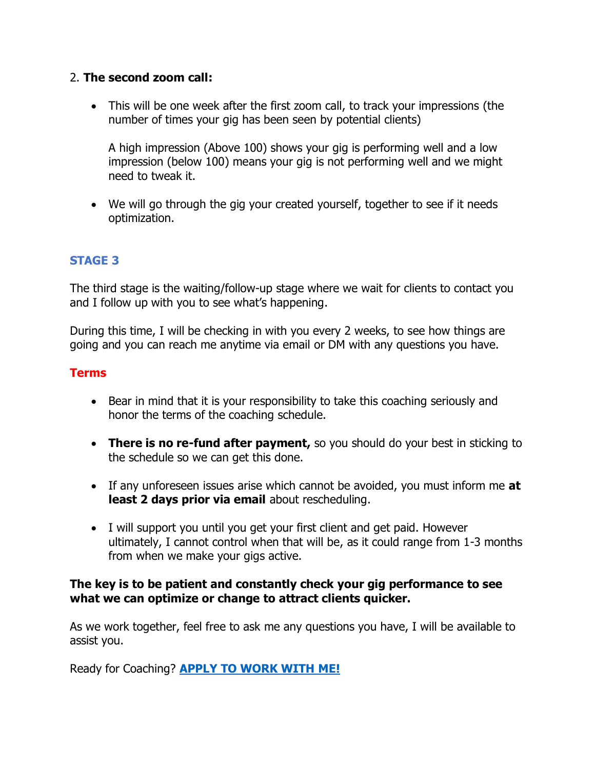2. **The second zoom call:**

- This will be one week after the first zoom call, to track your impressions (the number of times your gig has been seen by potential clients)

  A high impression (Above 100) shows your gig is performing well and a low impression (below 100) means your gig is not performing well and we might need to tweak it.

- We will go through the gig your created yourself, together to see if it needs optimization.

## STAGE 3

The third stage is the waiting/follow-up stage where we wait for clients to contact you and I follow up with you to see what's happening.

During this time, I will be checking in with you every 2 weeks, to see how things are going and you can reach me anytime via email or DM with any questions you have.

## Terms

- Bear in mind that it is your responsibility to take this coaching seriously and honor the terms of the coaching schedule.

- **There is no re-fund after payment,** so you should do your best in sticking to the schedule so we can get this done.

- If any unforeseen issues arise which cannot be avoided, you must inform me **at least 2 days prior via email** about rescheduling.

- I will support you until you get your first client and get paid. However ultimately, I cannot control when that will be, as it could range from 1-3 months from when we make your gigs active.

**The key is to be patient and constantly check your gig performance to see what we can optimize or change to attract clients quicker.**

As we work together, feel free to ask me any questions you have, I will be available to assist you.

Ready for Coaching? **APPLY TO WORK WITH ME!**